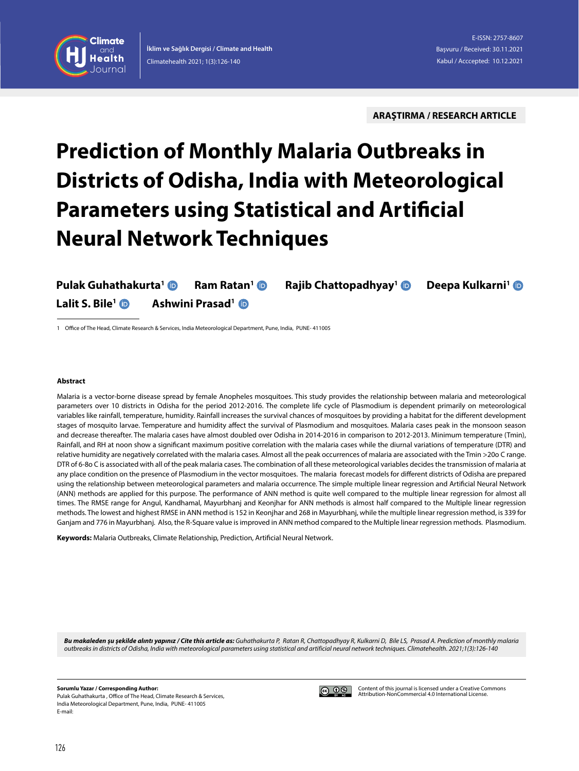ARAŞTIRMA / RESEARCH ARTICLE

# Prediction of Monthly Malaria Outbreaks in Districts of Odisha, India with Meteorological Parameters using Statistical and Artificial Neural Network Techniques

**Pulak Guhathakurta[1]** **Ram Ratan[1]** **Rajib Chattopadhyay[1]** **Deepa Kulkarni[1]** **Lalit S. Bile[1]** **Ashwini Prasad[1]**

1 Office of The Head, Climate Research & Services, India Meteorological Department, Pune, India, PUNE- 411005

E-ISSN: 2757-8607
Başvuru / Received: 30.11.2021
Kabul / Acccepted: 10.12.2021

### Abstract

Malaria is a vector-borne disease spread by female Anopheles mosquitoes. This study provides the relationship between malaria and meteorological parameters over 10 districts in Odisha for the period 2012-2016. The complete life cycle of Plasmodium is dependent primarily on meteorological variables like rainfall, temperature, humidity. Rainfall increases the survival chances of mosquitoes by providing a habitat for the different development stages of mosquito larvae. Temperature and humidity affect the survival of Plasmodium and mosquitoes. Malaria cases peak in the monsoon season and decrease thereafter. The malaria cases have almost doubled over Odisha in 2014-2016 in comparison to 2012-2013. Minimum temperature (Tmin), Rainfall, and RH at noon show a significant maximum positive correlation with the malaria cases while the diurnal variations of temperature (DTR) and relative humidity are negatively correlated with the malaria cases. Almost all the peak occurrences of malaria are associated with the Tmin >20o C range. DTR of 6-8o C is associated with all of the peak malaria cases. The combination of all these meteorological variables decides the transmission of malaria at any place condition on the presence of Plasmodium in the vector mosquitoes. The malaria forecast models for different districts of Odisha are prepared using the relationship between meteorological parameters and malaria occurrence. The simple multiple linear regression and Artificial Neural Network (ANN) methods are applied for this purpose. The performance of ANN method is quite well compared to the multiple linear regression for almost all times. The RMSE range for Angul, Kandhamal, Mayurbhanj and Keonjhar for ANN methods is almost half compared to the Multiple linear regression methods. The lowest and highest RMSE in ANN method is 152 in Keonjhar and 268 in Mayurbhanj, while the multiple linear regression method, is 339 for Ganjam and 776 in Mayurbhanj. Also, the R-Square value is improved in ANN method compared to the Multiple linear regression methods. Plasmodium.

**Keywords:** Malaria Outbreaks, Climate Relationship, Prediction, Artificial Neural Network.

***Bu makaleden şu şekilde alıntı yapınız / Cite this article as:*** *Guhathakurta P, Ratan R, Chattopadhyay R, Kulkarni D, Bile LS, Prasad A. Prediction of monthly malaria outbreaks in districts of Odisha, India with meteorological parameters using statistical and artificial neural network techniques. Climatehealth. 2021;1(3):126-140*

**Sorumlu Yazar / Corresponding Author:**
Pulak Guhathakurta , Office of The Head, Climate Research & Services, India Meteorological Department, Pune, India, PUNE- 411005
E-mail:

Content of this journal is licensed under a Creative Commons Attribution-NonCommercial 4.0 International License.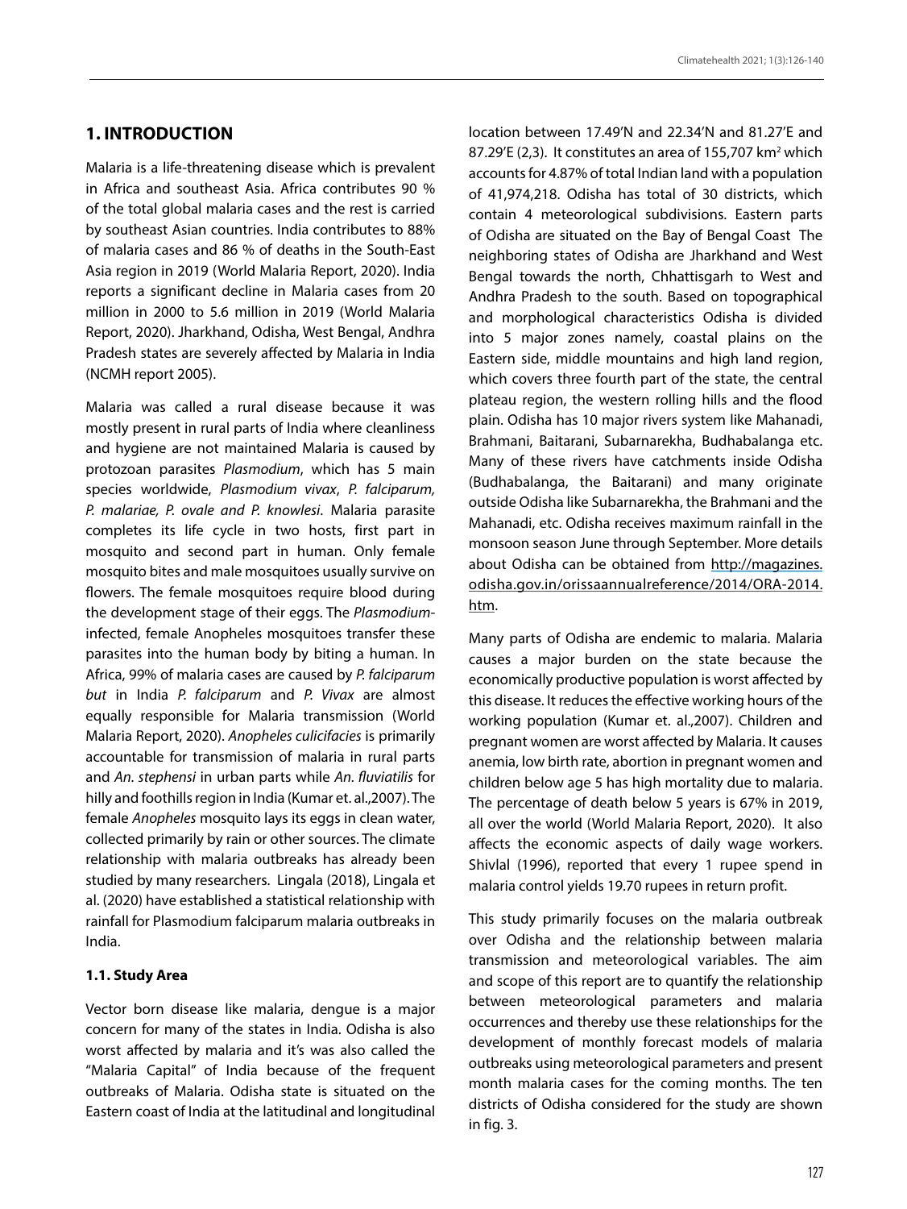## 1. INTRODUCTION

Malaria is a life-threatening disease which is prevalent in Africa and southeast Asia. Africa contributes 90 % of the total global malaria cases and the rest is carried by southeast Asian countries. India contributes to 88% of malaria cases and 86 % of deaths in the South-East Asia region in 2019 (World Malaria Report, 2020). India reports a significant decline in Malaria cases from 20 million in 2000 to 5.6 million in 2019 (World Malaria Report, 2020). Jharkhand, Odisha, West Bengal, Andhra Pradesh states are severely affected by Malaria in India (NCMH report 2005).

Malaria was called a rural disease because it was mostly present in rural parts of India where cleanliness and hygiene are not maintained Malaria is caused by protozoan parasites *Plasmodium*, which has 5 main species worldwide, *Plasmodium vivax*, *P. falciparum, P. malariae, P. ovale and P. knowlesi*. Malaria parasite completes its life cycle in two hosts, first part in mosquito and second part in human. Only female mosquito bites and male mosquitoes usually survive on flowers. The female mosquitoes require blood during the development stage of their eggs. The *Plasmodium*-infected, female Anopheles mosquitoes transfer these parasites into the human body by biting a human. In Africa, 99% of malaria cases are caused by *P. falciparum but* in India *P. falciparum* and *P. Vivax* are almost equally responsible for Malaria transmission (World Malaria Report, 2020). *Anopheles culicifacies* is primarily accountable for transmission of malaria in rural parts and *An. stephensi* in urban parts while *An. fluviatilis* for hilly and foothills region in India (Kumar et. al.,2007). The female *Anopheles* mosquito lays its eggs in clean water, collected primarily by rain or other sources. The climate relationship with malaria outbreaks has already been studied by many researchers. Lingala (2018), Lingala et al. (2020) have established a statistical relationship with rainfall for Plasmodium falciparum malaria outbreaks in India.

### 1.1. Study Area

Vector born disease like malaria, dengue is a major concern for many of the states in India. Odisha is also worst affected by malaria and it's was also called the "Malaria Capital" of India because of the frequent outbreaks of Malaria. Odisha state is situated on the Eastern coast of India at the latitudinal and longitudinal location between 17.49'N and 22.34'N and 81.27'E and 87.29'E (2,3). It constitutes an area of 155,707 km$^2$ which accounts for 4.87% of total Indian land with a population of 41,974,218. Odisha has total of 30 districts, which contain 4 meteorological subdivisions. Eastern parts of Odisha are situated on the Bay of Bengal Coast The neighboring states of Odisha are Jharkhand and West Bengal towards the north, Chhattisgarh to West and Andhra Pradesh to the south. Based on topographical and morphological characteristics Odisha is divided into 5 major zones namely, coastal plains on the Eastern side, middle mountains and high land region, which covers three fourth part of the state, the central plateau region, the western rolling hills and the flood plain. Odisha has 10 major rivers system like Mahanadi, Brahmani, Baitarani, Subarnarekha, Budhabalanga etc. Many of these rivers have catchments inside Odisha (Budhabalanga, the Baitarani) and many originate outside Odisha like Subarnarekha, the Brahmani and the Mahanadi, etc. Odisha receives maximum rainfall in the monsoon season June through September. More details about Odisha can be obtained from http://magazines.odisha.gov.in/orissaannualreference/2014/ORA-2014.htm.

Many parts of Odisha are endemic to malaria. Malaria causes a major burden on the state because the economically productive population is worst affected by this disease. It reduces the effective working hours of the working population (Kumar et. al.,2007). Children and pregnant women are worst affected by Malaria. It causes anemia, low birth rate, abortion in pregnant women and children below age 5 has high mortality due to malaria. The percentage of death below 5 years is 67% in 2019, all over the world (World Malaria Report, 2020). It also affects the economic aspects of daily wage workers. Shivlal (1996), reported that every 1 rupee spend in malaria control yields 19.70 rupees in return profit.

This study primarily focuses on the malaria outbreak over Odisha and the relationship between malaria transmission and meteorological variables. The aim and scope of this report are to quantify the relationship between meteorological parameters and malaria occurrences and thereby use these relationships for the development of monthly forecast models of malaria outbreaks using meteorological parameters and present month malaria cases for the coming months. The ten districts of Odisha considered for the study are shown in fig. 3.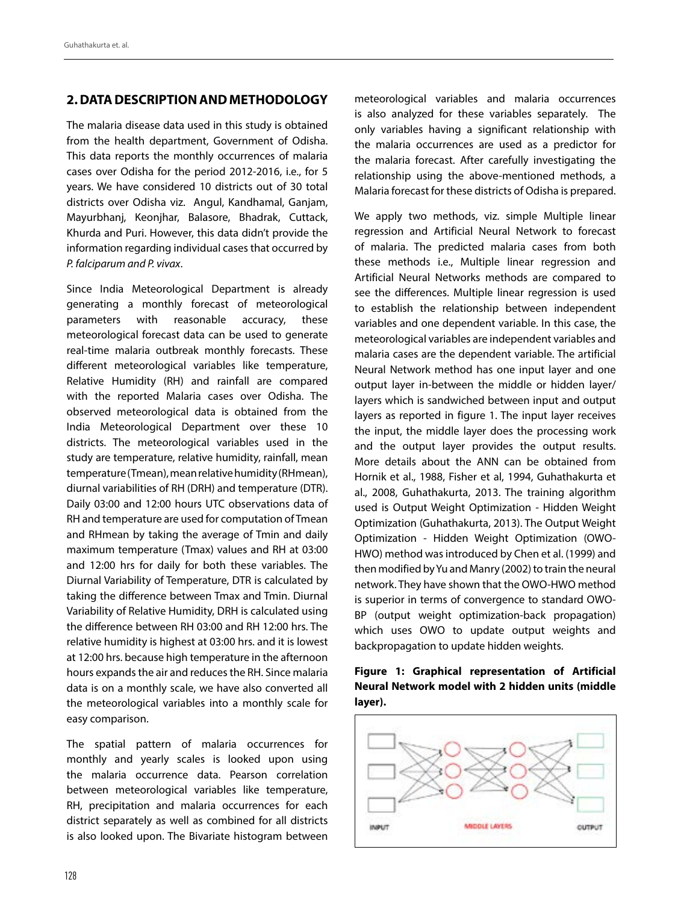## 2. DATA DESCRIPTION AND METHODOLOGY

The malaria disease data used in this study is obtained from the health department, Government of Odisha. This data reports the monthly occurrences of malaria cases over Odisha for the period 2012-2016, i.e., for 5 years. We have considered 10 districts out of 30 total districts over Odisha viz. Angul, Kandhamal, Ganjam, Mayurbhanj, Keonjhar, Balasore, Bhadrak, Cuttack, Khurda and Puri. However, this data didn't provide the information regarding individual cases that occurred by *P. falciparum and P. vivax*.

Since India Meteorological Department is already generating a monthly forecast of meteorological parameters with reasonable accuracy, these meteorological forecast data can be used to generate real-time malaria outbreak monthly forecasts. These different meteorological variables like temperature, Relative Humidity (RH) and rainfall are compared with the reported Malaria cases over Odisha. The observed meteorological data is obtained from the India Meteorological Department over these 10 districts. The meteorological variables used in the study are temperature, relative humidity, rainfall, mean temperature (Tmean), mean relative humidity (RHmean), diurnal variabilities of RH (DRH) and temperature (DTR). Daily 03:00 and 12:00 hours UTC observations data of RH and temperature are used for computation of Tmean and RHmean by taking the average of Tmin and daily maximum temperature (Tmax) values and RH at 03:00 and 12:00 hrs for daily for both these variables. The Diurnal Variability of Temperature, DTR is calculated by taking the difference between Tmax and Tmin. Diurnal Variability of Relative Humidity, DRH is calculated using the difference between RH 03:00 and RH 12:00 hrs. The relative humidity is highest at 03:00 hrs. and it is lowest at 12:00 hrs. because high temperature in the afternoon hours expands the air and reduces the RH. Since malaria data is on a monthly scale, we have also converted all the meteorological variables into a monthly scale for easy comparison.

The spatial pattern of malaria occurrences for monthly and yearly scales is looked upon using the malaria occurrence data. Pearson correlation between meteorological variables like temperature, RH, precipitation and malaria occurrences for each district separately as well as combined for all districts is also looked upon. The Bivariate histogram between meteorological variables and malaria occurrences is also analyzed for these variables separately. The only variables having a significant relationship with the malaria occurrences are used as a predictor for the malaria forecast. After carefully investigating the relationship using the above-mentioned methods, a Malaria forecast for these districts of Odisha is prepared.

We apply two methods, viz. simple Multiple linear regression and Artificial Neural Network to forecast of malaria. The predicted malaria cases from both these methods i.e., Multiple linear regression and Artificial Neural Networks methods are compared to see the differences. Multiple linear regression is used to establish the relationship between independent variables and one dependent variable. In this case, the meteorological variables are independent variables and malaria cases are the dependent variable. The artificial Neural Network method has one input layer and one output layer in-between the middle or hidden layer/layers which is sandwiched between input and output layers as reported in figure 1. The input layer receives the input, the middle layer does the processing work and the output layer provides the output results. More details about the ANN can be obtained from Hornik et al., 1988, Fisher et al, 1994, Guhathakurta et al., 2008, Guhathakurta, 2013. The training algorithm used is Output Weight Optimization - Hidden Weight Optimization (Guhathakurta, 2013). The Output Weight Optimization - Hidden Weight Optimization (OWO-HWO) method was introduced by Chen et al. (1999) and then modified by Yu and Manry (2002) to train the neural network. They have shown that the OWO-HWO method is superior in terms of convergence to standard OWO-BP (output weight optimization-back propagation) which uses OWO to update output weights and backpropagation to update hidden weights.

**Figure 1: Graphical representation of Artificial Neural Network model with 2 hidden units (middle layer).**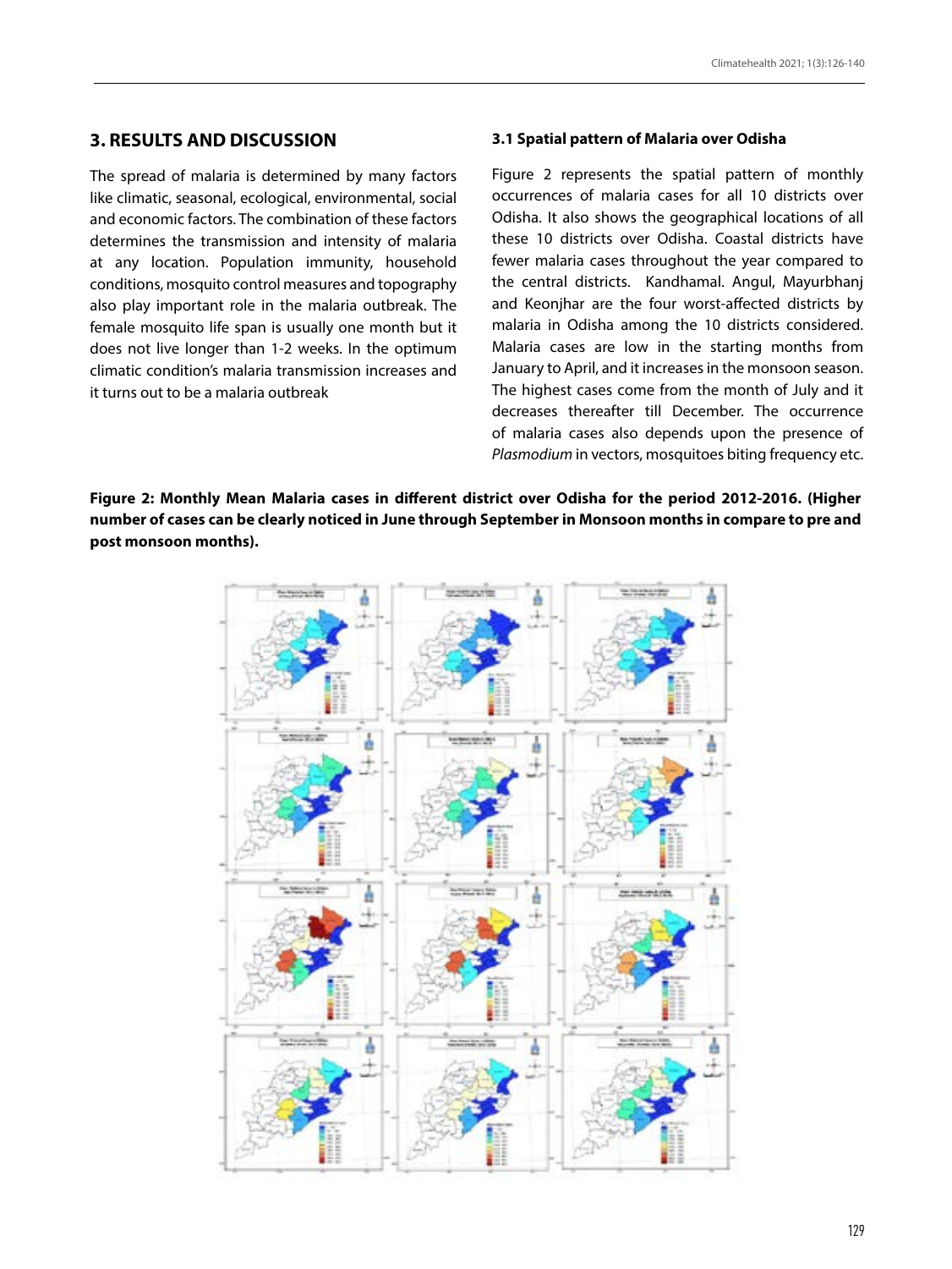## 3. RESULTS AND DISCUSSION

The spread of malaria is determined by many factors like climatic, seasonal, ecological, environmental, social and economic factors. The combination of these factors determines the transmission and intensity of malaria at any location. Population immunity, household conditions, mosquito control measures and topography also play important role in the malaria outbreak. The female mosquito life span is usually one month but it does not live longer than 1-2 weeks. In the optimum climatic condition's malaria transmission increases and it turns out to be a malaria outbreak

### 3.1 Spatial pattern of Malaria over Odisha

Figure 2 represents the spatial pattern of monthly occurrences of malaria cases for all 10 districts over Odisha. It also shows the geographical locations of all these 10 districts over Odisha. Coastal districts have fewer malaria cases throughout the year compared to the central districts. Kandhamal. Angul, Mayurbhanj and Keonjhar are the four worst-affected districts by malaria in Odisha among the 10 districts considered. Malaria cases are low in the starting months from January to April, and it increases in the monsoon season. The highest cases come from the month of July and it decreases thereafter till December. The occurrence of malaria cases also depends upon the presence of *Plasmodium* in vectors, mosquitoes biting frequency etc.

**Figure 2: Monthly Mean Malaria cases in different district over Odisha for the period 2012-2016. (Higher number of cases can be clearly noticed in June through September in Monsoon months in compare to pre and post monsoon months).**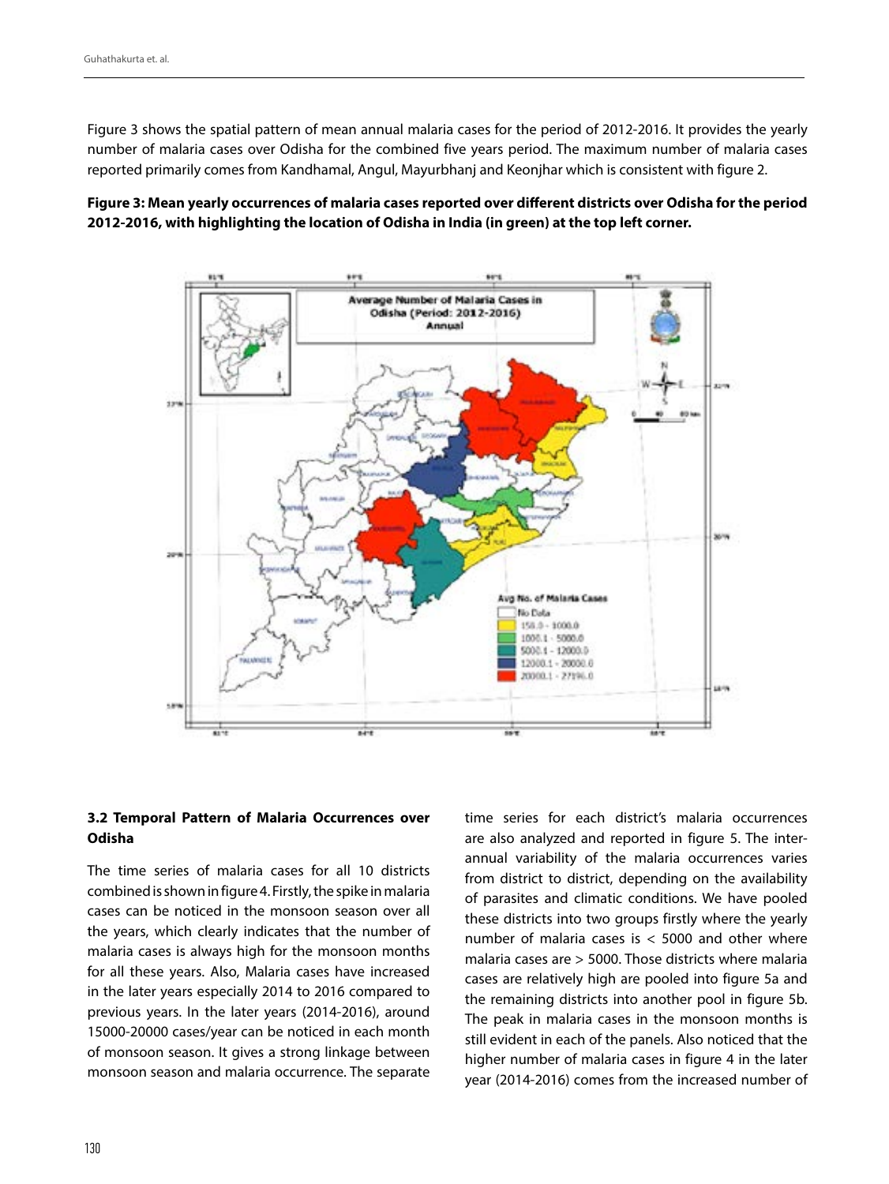Figure 3 shows the spatial pattern of mean annual malaria cases for the period of 2012-2016. It provides the yearly number of malaria cases over Odisha for the combined five years period. The maximum number of malaria cases reported primarily comes from Kandhamal, Angul, Mayurbhanj and Keonjhar which is consistent with figure 2.

**Figure 3: Mean yearly occurrences of malaria cases reported over different districts over Odisha for the period 2012-2016, with highlighting the location of Odisha in India (in green) at the top left corner.**

### 3.2 Temporal Pattern of Malaria Occurrences over Odisha

The time series of malaria cases for all 10 districts combined is shown in figure 4. Firstly, the spike in malaria cases can be noticed in the monsoon season over all the years, which clearly indicates that the number of malaria cases is always high for the monsoon months for all these years. Also, Malaria cases have increased in the later years especially 2014 to 2016 compared to previous years. In the later years (2014-2016), around 15000-20000 cases/year can be noticed in each month of monsoon season. It gives a strong linkage between monsoon season and malaria occurrence. The separate time series for each district's malaria occurrences are also analyzed and reported in figure 5. The inter-annual variability of the malaria occurrences varies from district to district, depending on the availability of parasites and climatic conditions. We have pooled these districts into two groups firstly where the yearly number of malaria cases is < 5000 and other where malaria cases are > 5000. Those districts where malaria cases are relatively high are pooled into figure 5a and the remaining districts into another pool in figure 5b. The peak in malaria cases in the monsoon months is still evident in each of the panels. Also noticed that the higher number of malaria cases in figure 4 in the later year (2014-2016) comes from the increased number of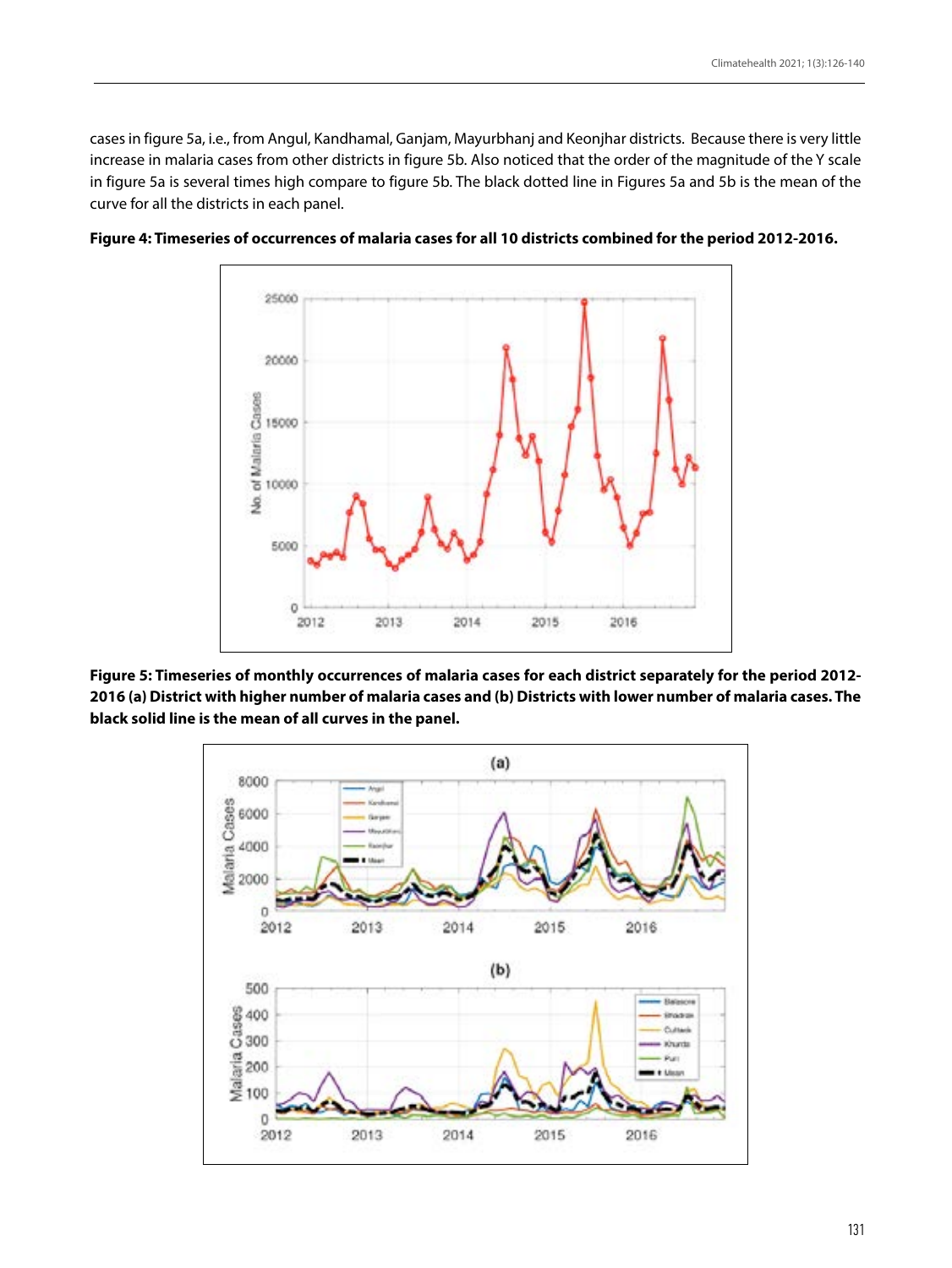cases in figure 5a, i.e., from Angul, Kandhamal, Ganjam, Mayurbhanj and Keonjhar districts. Because there is very little increase in malaria cases from other districts in figure 5b. Also noticed that the order of the magnitude of the Y scale in figure 5a is several times high compare to figure 5b. The black dotted line in Figures 5a and 5b is the mean of the curve for all the districts in each panel.

**Figure 4: Timeseries of occurrences of malaria cases for all 10 districts combined for the period 2012-2016.**

**Figure 5: Timeseries of monthly occurrences of malaria cases for each district separately for the period 2012-2016 (a) District with higher number of malaria cases and (b) Districts with lower number of malaria cases. The black solid line is the mean of all curves in the panel.**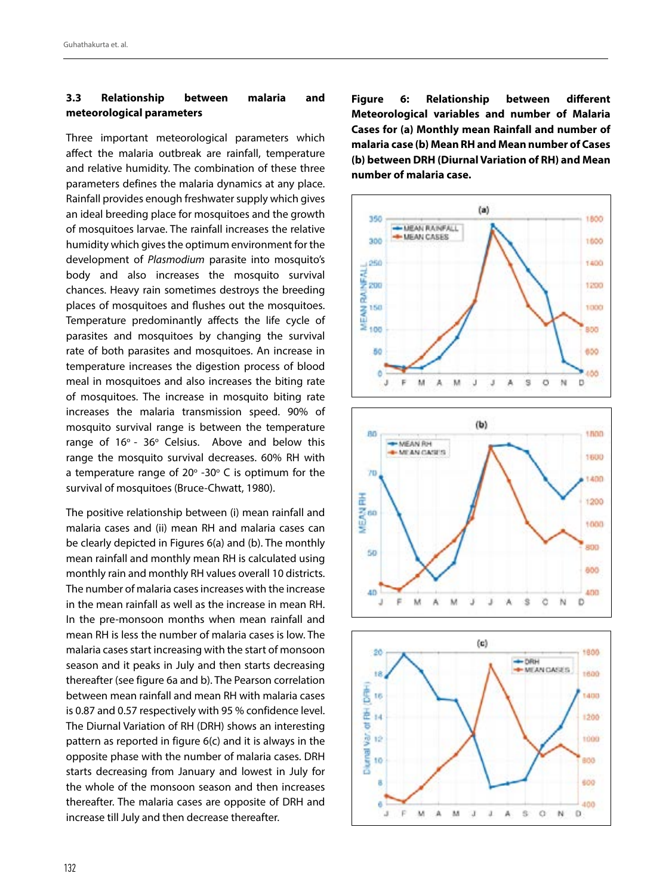### 3.3 Relationship between malaria and meteorological parameters

Three important meteorological parameters which affect the malaria outbreak are rainfall, temperature and relative humidity. The combination of these three parameters defines the malaria dynamics at any place. Rainfall provides enough freshwater supply which gives an ideal breeding place for mosquitoes and the growth of mosquitoes larvae. The rainfall increases the relative humidity which gives the optimum environment for the development of *Plasmodium* parasite into mosquito's body and also increases the mosquito survival chances. Heavy rain sometimes destroys the breeding places of mosquitoes and flushes out the mosquitoes. Temperature predominantly affects the life cycle of parasites and mosquitoes by changing the survival rate of both parasites and mosquitoes. An increase in temperature increases the digestion process of blood meal in mosquitoes and also increases the biting rate of mosquitoes. The increase in mosquito biting rate increases the malaria transmission speed. 90% of mosquito survival range is between the temperature range of 16° - 36° Celsius. Above and below this range the mosquito survival decreases. 60% RH with a temperature range of 20° -30° C is optimum for the survival of mosquitoes (Bruce-Chwatt, 1980).

The positive relationship between (i) mean rainfall and malaria cases and (ii) mean RH and malaria cases can be clearly depicted in Figures 6(a) and (b). The monthly mean rainfall and monthly mean RH is calculated using monthly rain and monthly RH values overall 10 districts. The number of malaria cases increases with the increase in the mean rainfall as well as the increase in mean RH. In the pre-monsoon months when mean rainfall and mean RH is less the number of malaria cases is low. The malaria cases start increasing with the start of monsoon season and it peaks in July and then starts decreasing thereafter (see figure 6a and b). The Pearson correlation between mean rainfall and mean RH with malaria cases is 0.87 and 0.57 respectively with 95 % confidence level. The Diurnal Variation of RH (DRH) shows an interesting pattern as reported in figure 6(c) and it is always in the opposite phase with the number of malaria cases. DRH starts decreasing from January and lowest in July for the whole of the monsoon season and then increases thereafter. The malaria cases are opposite of DRH and increase till July and then decrease thereafter.

**Figure 6: Relationship between different Meteorological variables and number of Malaria Cases for (a) Monthly mean Rainfall and number of malaria case (b) Mean RH and Mean number of Cases (b) between DRH (Diurnal Variation of RH) and Mean number of malaria case.**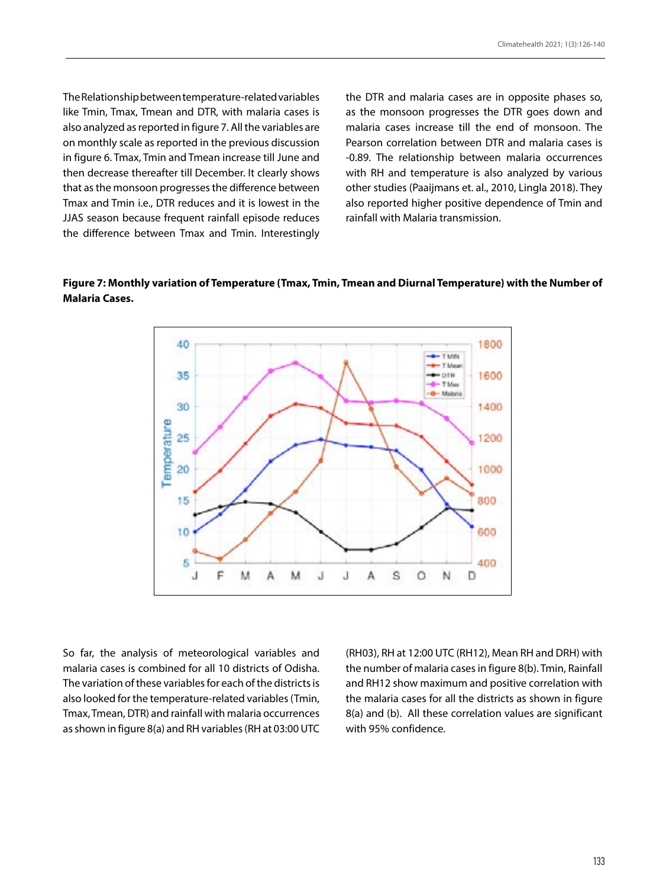The Relationship between temperature-related variables like Tmin, Tmax, Tmean and DTR, with malaria cases is also analyzed as reported in figure 7. All the variables are on monthly scale as reported in the previous discussion in figure 6. Tmax, Tmin and Tmean increase till June and then decrease thereafter till December. It clearly shows that as the monsoon progresses the difference between Tmax and Tmin i.e., DTR reduces and it is lowest in the JJAS season because frequent rainfall episode reduces the difference between Tmax and Tmin. Interestingly the DTR and malaria cases are in opposite phases so, as the monsoon progresses the DTR goes down and malaria cases increase till the end of monsoon. The Pearson correlation between DTR and malaria cases is -0.89. The relationship between malaria occurrences with RH and temperature is also analyzed by various other studies (Paaijmans et. al., 2010, Lingla 2018). They also reported higher positive dependence of Tmin and rainfall with Malaria transmission.

**Figure 7: Monthly variation of Temperature (Tmax, Tmin, Tmean and Diurnal Temperature) with the Number of Malaria Cases.**

So far, the analysis of meteorological variables and malaria cases is combined for all 10 districts of Odisha. The variation of these variables for each of the districts is also looked for the temperature-related variables (Tmin, Tmax, Tmean, DTR) and rainfall with malaria occurrences as shown in figure 8(a) and RH variables (RH at 03:00 UTC (RH03), RH at 12:00 UTC (RH12), Mean RH and DRH) with the number of malaria cases in figure 8(b). Tmin, Rainfall and RH12 show maximum and positive correlation with the malaria cases for all the districts as shown in figure 8(a) and (b). All these correlation values are significant with 95% confidence.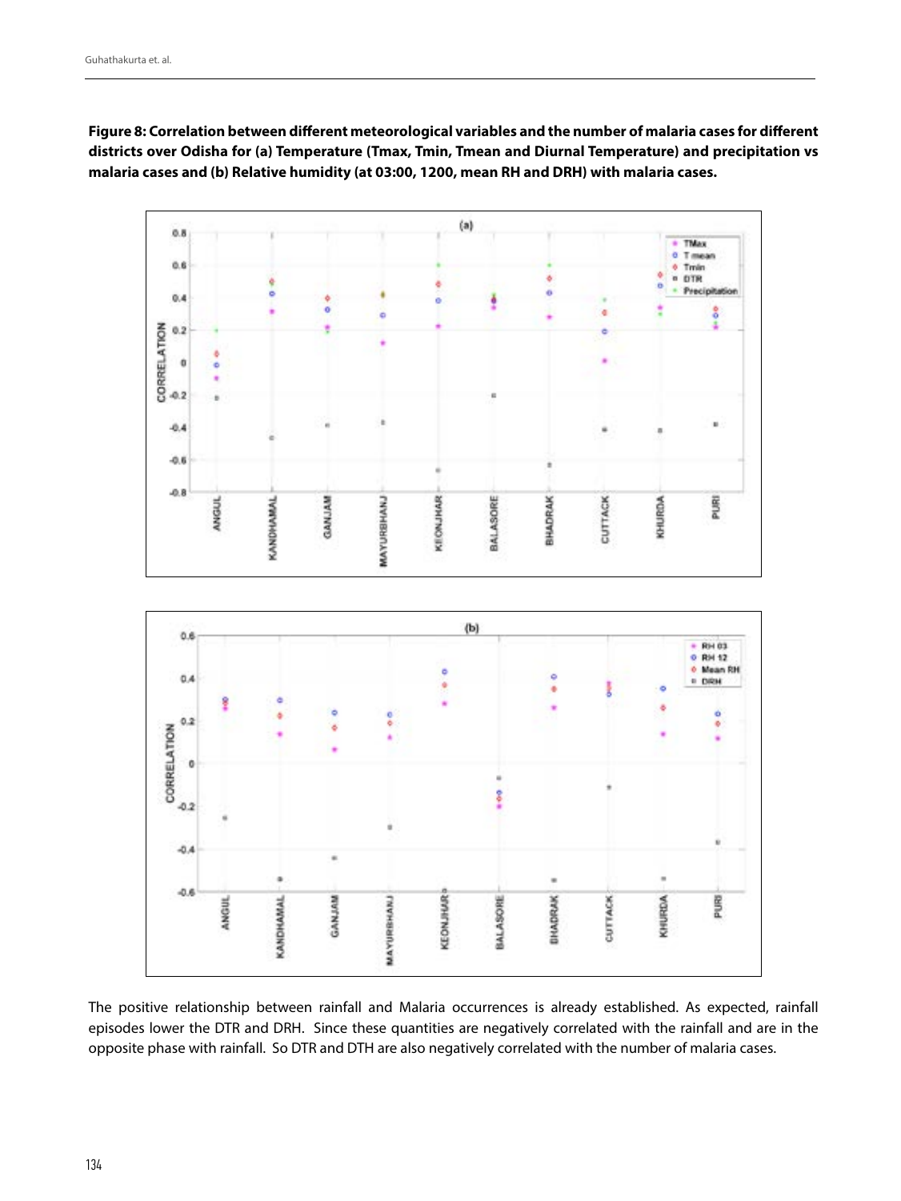**Figure 8: Correlation between different meteorological variables and the number of malaria cases for different districts over Odisha for (a) Temperature (Tmax, Tmin, Tmean and Diurnal Temperature) and precipitation vs malaria cases and (b) Relative humidity (at 03:00, 1200, mean RH and DRH) with malaria cases.**

The positive relationship between rainfall and Malaria occurrences is already established. As expected, rainfall episodes lower the DTR and DRH. Since these quantities are negatively correlated with the rainfall and are in the opposite phase with rainfall. So DTR and DTH are also negatively correlated with the number of malaria cases.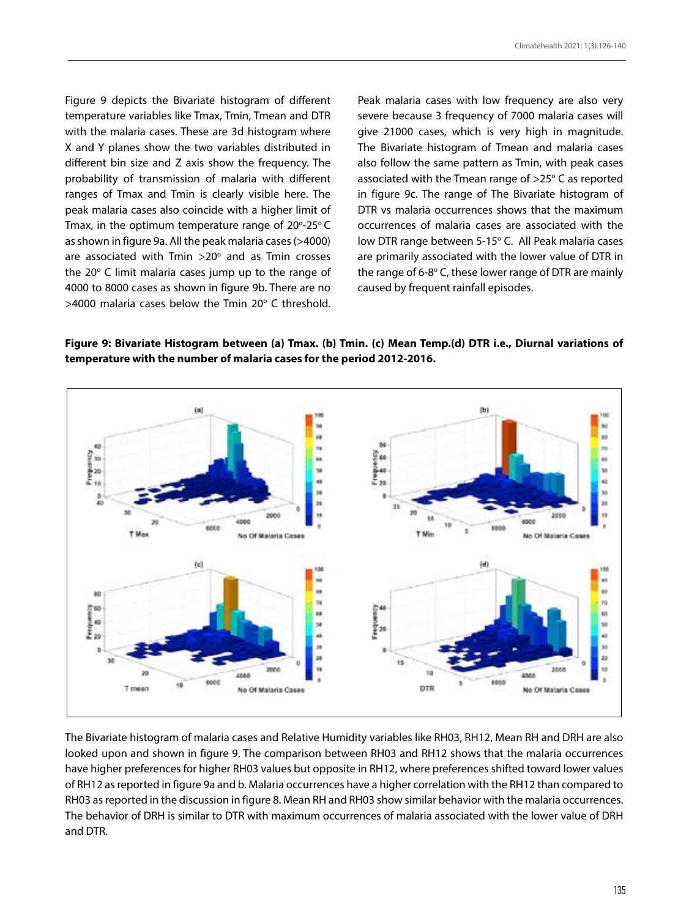Figure 9 depicts the Bivariate histogram of different temperature variables like Tmax, Tmin, Tmean and DTR with the malaria cases. These are 3d histogram where X and Y planes show the two variables distributed in different bin size and Z axis show the frequency. The probability of transmission of malaria with different ranges of Tmax and Tmin is clearly visible here. The peak malaria cases also coincide with a higher limit of Tmax, in the optimum temperature range of 20°-25° C as shown in figure 9a. All the peak malaria cases (>4000) are associated with Tmin >20° and as Tmin crosses the 20° C limit malaria cases jump up to the range of 4000 to 8000 cases as shown in figure 9b. There are no >4000 malaria cases below the Tmin 20° C threshold. Peak malaria cases with low frequency are also very severe because 3 frequency of 7000 malaria cases will give 21000 cases, which is very high in magnitude. The Bivariate histogram of Tmean and malaria cases also follow the same pattern as Tmin, with peak cases associated with the Tmean range of >25° C as reported in figure 9c. The range of The Bivariate histogram of DTR vs malaria occurrences shows that the maximum occurrences of malaria cases are associated with the low DTR range between 5-15° C. All Peak malaria cases are primarily associated with the lower value of DTR in the range of 6-8° C, these lower range of DTR are mainly caused by frequent rainfall episodes.

**Figure 9: Bivariate Histogram between (a) Tmax. (b) Tmin. (c) Mean Temp.(d) DTR i.e., Diurnal variations of temperature with the number of malaria cases for the period 2012-2016.**

The Bivariate histogram of malaria cases and Relative Humidity variables like RH03, RH12, Mean RH and DRH are also looked upon and shown in figure 9. The comparison between RH03 and RH12 shows that the malaria occurrences have higher preferences for higher RH03 values but opposite in RH12, where preferences shifted toward lower values of RH12 as reported in figure 9a and b. Malaria occurrences have a higher correlation with the RH12 than compared to RH03 as reported in the discussion in figure 8. Mean RH and RH03 show similar behavior with the malaria occurrences. The behavior of DRH is similar to DTR with maximum occurrences of malaria associated with the lower value of DRH and DTR.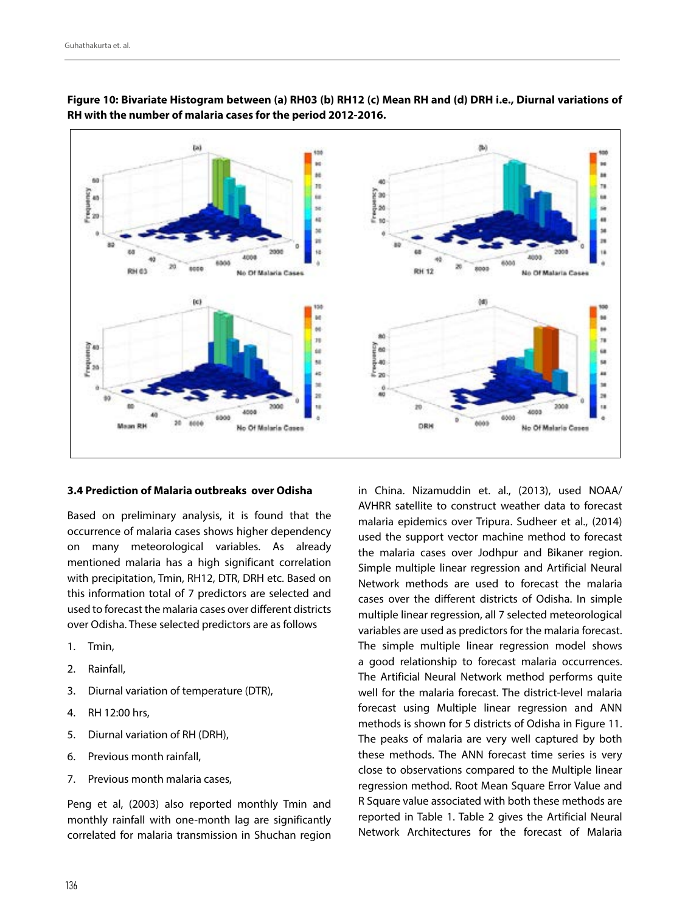**Figure 10: Bivariate Histogram between (a) RH03 (b) RH12 (c) Mean RH and (d) DRH i.e., Diurnal variations of RH with the number of malaria cases for the period 2012-2016.**

### 3.4 Prediction of Malaria outbreaks over Odisha

Based on preliminary analysis, it is found that the occurrence of malaria cases shows higher dependency on many meteorological variables. As already mentioned malaria has a high significant correlation with precipitation, Tmin, RH12, DTR, DRH etc. Based on this information total of 7 predictors are selected and used to forecast the malaria cases over different districts over Odisha. These selected predictors are as follows

1. Tmin,
2. Rainfall,
3. Diurnal variation of temperature (DTR),
4. RH 12:00 hrs,
5. Diurnal variation of RH (DRH),
6. Previous month rainfall,
7. Previous month malaria cases,

Peng et al, (2003) also reported monthly Tmin and monthly rainfall with one-month lag are significantly correlated for malaria transmission in Shuchan region in China. Nizamuddin et. al., (2013), used NOAA/AVHRR satellite to construct weather data to forecast malaria epidemics over Tripura. Sudheer et al., (2014) used the support vector machine method to forecast the malaria cases over Jodhpur and Bikaner region. Simple multiple linear regression and Artificial Neural Network methods are used to forecast the malaria cases over the different districts of Odisha. In simple multiple linear regression, all 7 selected meteorological variables are used as predictors for the malaria forecast. The simple multiple linear regression model shows a good relationship to forecast malaria occurrences. The Artificial Neural Network method performs quite well for the malaria forecast. The district-level malaria forecast using Multiple linear regression and ANN methods is shown for 5 districts of Odisha in Figure 11. The peaks of malaria are very well captured by both these methods. The ANN forecast time series is very close to observations compared to the Multiple linear regression method. Root Mean Square Error Value and R Square value associated with both these methods are reported in Table 1. Table 2 gives the Artificial Neural Network Architectures for the forecast of Malaria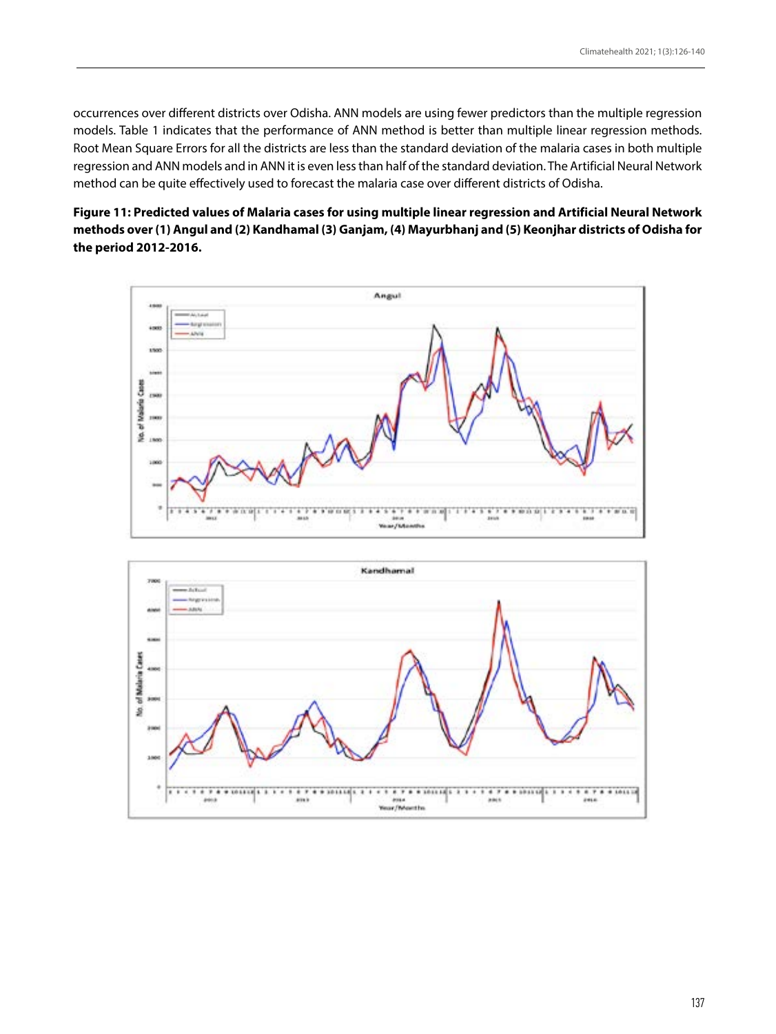occurrences over different districts over Odisha. ANN models are using fewer predictors than the multiple regression models. Table 1 indicates that the performance of ANN method is better than multiple linear regression methods. Root Mean Square Errors for all the districts are less than the standard deviation of the malaria cases in both multiple regression and ANN models and in ANN it is even less than half of the standard deviation. The Artificial Neural Network method can be quite effectively used to forecast the malaria case over different districts of Odisha.

**Figure 11: Predicted values of Malaria cases for using multiple linear regression and Artificial Neural Network methods over (1) Angul and (2) Kandhamal (3) Ganjam, (4) Mayurbhanj and (5) Keonjhar districts of Odisha for the period 2012-2016.**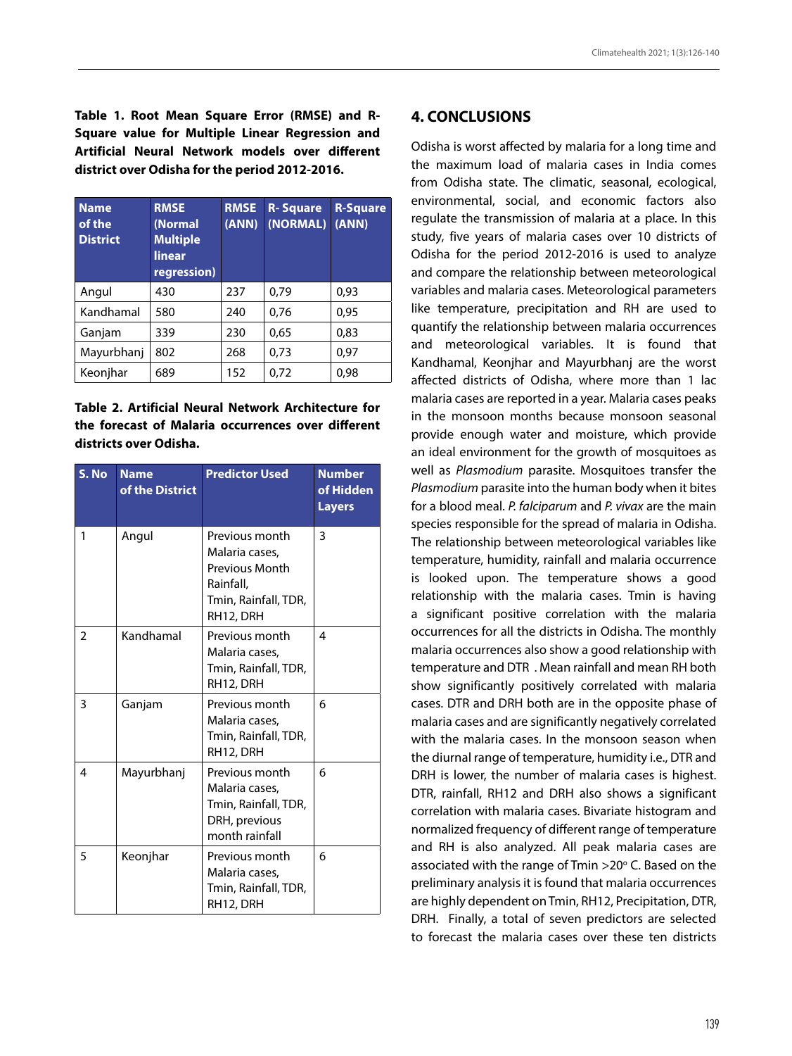**Table 1. Root Mean Square Error (RMSE) and R-Square value for Multiple Linear Regression and Artificial Neural Network models over different district over Odisha for the period 2012-2016.**

| Name of the District | RMSE (Normal Multiple linear regression) | RMSE (ANN) | R- Square (NORMAL) | R-Square (ANN) |
|---|---|---|---|---|
| Angul | 430 | 237 | 0,79 | 0,93 |
| Kandhamal | 580 | 240 | 0,76 | 0,95 |
| Ganjam | 339 | 230 | 0,65 | 0,83 |
| Mayurbhanj | 802 | 268 | 0,73 | 0,97 |
| Keonjhar | 689 | 152 | 0,72 | 0,98 |

**Table 2. Artificial Neural Network Architecture for the forecast of Malaria occurrences over different districts over Odisha.**

| S. No | Name of the District | Predictor Used | Number of Hidden Layers |
|---|---|---|---|
| 1 | Angul | Previous month Malaria cases, Previous Month Rainfall, Tmin, Rainfall, TDR, RH12, DRH | 3 |
| 2 | Kandhamal | Previous month Malaria cases, Tmin, Rainfall, TDR, RH12, DRH | 4 |
| 3 | Ganjam | Previous month Malaria cases, Tmin, Rainfall, TDR, RH12, DRH | 6 |
| 4 | Mayurbhanj | Previous month Malaria cases, Tmin, Rainfall, TDR, DRH, previous month rainfall | 6 |
| 5 | Keonjhar | Previous month Malaria cases, Tmin, Rainfall, TDR, RH12, DRH | 6 |

## 4. CONCLUSIONS

Odisha is worst affected by malaria for a long time and the maximum load of malaria cases in India comes from Odisha state. The climatic, seasonal, ecological, environmental, social, and economic factors also regulate the transmission of malaria at a place. In this study, five years of malaria cases over 10 districts of Odisha for the period 2012-2016 is used to analyze and compare the relationship between meteorological variables and malaria cases. Meteorological parameters like temperature, precipitation and RH are used to quantify the relationship between malaria occurrences and meteorological variables. It is found that Kandhamal, Keonjhar and Mayurbhanj are the worst affected districts of Odisha, where more than 1 lac malaria cases are reported in a year. Malaria cases peaks in the monsoon months because monsoon seasonal provide enough water and moisture, which provide an ideal environment for the growth of mosquitoes as well as *Plasmodium* parasite. Mosquitoes transfer the *Plasmodium* parasite into the human body when it bites for a blood meal. *P. falciparum* and *P. vivax* are the main species responsible for the spread of malaria in Odisha. The relationship between meteorological variables like temperature, humidity, rainfall and malaria occurrence is looked upon. The temperature shows a good relationship with the malaria cases. Tmin is having a significant positive correlation with the malaria occurrences for all the districts in Odisha. The monthly malaria occurrences also show a good relationship with temperature and DTR . Mean rainfall and mean RH both show significantly positively correlated with malaria cases. DTR and DRH both are in the opposite phase of malaria cases and are significantly negatively correlated with the malaria cases. In the monsoon season when the diurnal range of temperature, humidity i.e., DTR and DRH is lower, the number of malaria cases is highest. DTR, rainfall, RH12 and DRH also shows a significant correlation with malaria cases. Bivariate histogram and normalized frequency of different range of temperature and RH is also analyzed. All peak malaria cases are associated with the range of Tmin >20° C. Based on the preliminary analysis it is found that malaria occurrences are highly dependent on Tmin, RH12, Precipitation, DTR, DRH. Finally, a total of seven predictors are selected to forecast the malaria cases over these ten districts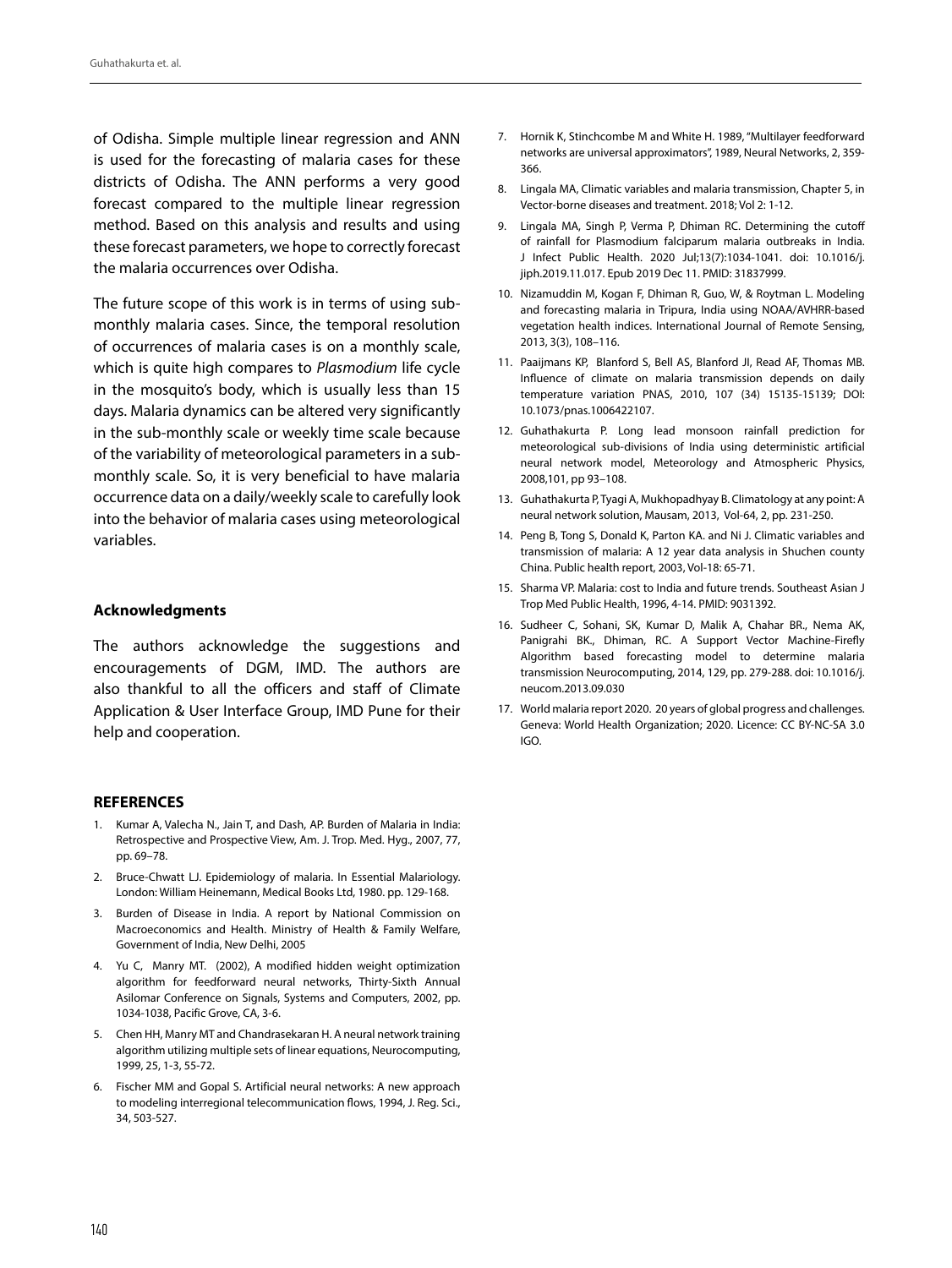of Odisha. Simple multiple linear regression and ANN is used for the forecasting of malaria cases for these districts of Odisha. The ANN performs a very good forecast compared to the multiple linear regression method. Based on this analysis and results and using these forecast parameters, we hope to correctly forecast the malaria occurrences over Odisha.

The future scope of this work is in terms of using sub-monthly malaria cases. Since, the temporal resolution of occurrences of malaria cases is on a monthly scale, which is quite high compares to *Plasmodium* life cycle in the mosquito's body, which is usually less than 15 days. Malaria dynamics can be altered very significantly in the sub-monthly scale or weekly time scale because of the variability of meteorological parameters in a sub-monthly scale. So, it is very beneficial to have malaria occurrence data on a daily/weekly scale to carefully look into the behavior of malaria cases using meteorological variables.

### Acknowledgments

The authors acknowledge the suggestions and encouragements of DGM, IMD. The authors are also thankful to all the officers and staff of Climate Application & User Interface Group, IMD Pune for their help and cooperation.

## REFERENCES

1. Kumar A, Valecha N., Jain T, and Dash, AP. Burden of Malaria in India: Retrospective and Prospective View, Am. J. Trop. Med. Hyg., 2007, 77, pp. 69–78.
2. Bruce-Chwatt LJ. Epidemiology of malaria. In Essential Malariology. London: William Heinemann, Medical Books Ltd, 1980. pp. 129-168.
3. Burden of Disease in India. A report by National Commission on Macroeconomics and Health. Ministry of Health & Family Welfare, Government of India, New Delhi, 2005
4. Yu C, Manry MT. (2002), A modified hidden weight optimization algorithm for feedforward neural networks, Thirty-Sixth Annual Asilomar Conference on Signals, Systems and Computers, 2002, pp. 1034-1038, Pacific Grove, CA, 3-6.
5. Chen HH, Manry MT and Chandrasekaran H. A neural network training algorithm utilizing multiple sets of linear equations, Neurocomputing, 1999, 25, 1-3, 55-72.
6. Fischer MM and Gopal S. Artificial neural networks: A new approach to modeling interregional telecommunication flows, 1994, J. Reg. Sci., 34, 503-527.
7. Hornik K, Stinchcombe M and White H. 1989, "Multilayer feedforward networks are universal approximators", 1989, Neural Networks, 2, 359-366.
8. Lingala MA, Climatic variables and malaria transmission, Chapter 5, in Vector-borne diseases and treatment. 2018; Vol 2: 1-12.
9. Lingala MA, Singh P, Verma P, Dhiman RC. Determining the cutoff of rainfall for Plasmodium falciparum malaria outbreaks in India. J Infect Public Health. 2020 Jul;13(7):1034-1041. doi: 10.1016/j.jiph.2019.11.017. Epub 2019 Dec 11. PMID: 31837999.
10. Nizamuddin M, Kogan F, Dhiman R, Guo, W, & Roytman L. Modeling and forecasting malaria in Tripura, India using NOAA/AVHRR-based vegetation health indices. International Journal of Remote Sensing, 2013, 3(3), 108–116.
11. Paaijmans KP, Blanford S, Bell AS, Blanford JI, Read AF, Thomas MB. Influence of climate on malaria transmission depends on daily temperature variation PNAS, 2010, 107 (34) 15135-15139; DOI: 10.1073/pnas.1006422107.
12. Guhathakurta P. Long lead monsoon rainfall prediction for meteorological sub-divisions of India using deterministic artificial neural network model, Meteorology and Atmospheric Physics, 2008,101, pp 93–108.
13. Guhathakurta P, Tyagi A, Mukhopadhyay B. Climatology at any point: A neural network solution, Mausam, 2013, Vol-64, 2, pp. 231-250.
14. Peng B, Tong S, Donald K, Parton KA. and Ni J. Climatic variables and transmission of malaria: A 12 year data analysis in Shuchen county China. Public health report, 2003, Vol-18: 65-71.
15. Sharma VP. Malaria: cost to India and future trends. Southeast Asian J Trop Med Public Health, 1996, 4-14. PMID: 9031392.
16. Sudheer C, Sohani, SK, Kumar D, Malik A, Chahar BR., Nema AK, Panigrahi BK., Dhiman, RC. A Support Vector Machine-Firefly Algorithm based forecasting model to determine malaria transmission Neurocomputing, 2014, 129, pp. 279-288. doi: 10.1016/j.neucom.2013.09.030
17. World malaria report 2020. 20 years of global progress and challenges. Geneva: World Health Organization; 2020. Licence: CC BY-NC-SA 3.0 IGO.